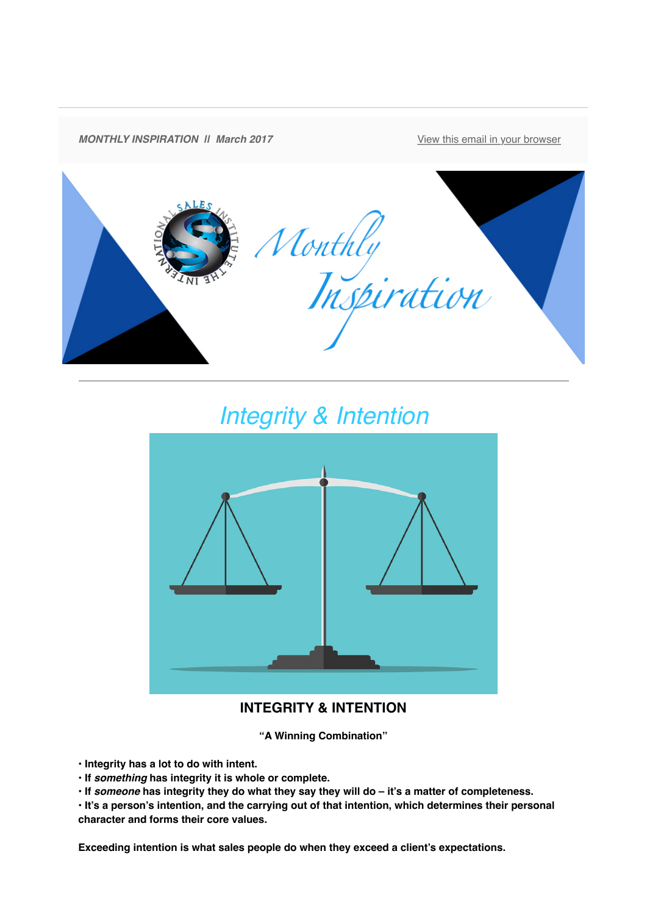*MONTHLY INSPIRATION // March 2017*

View this email in your browser

# Integrity & Intention

## INTEGRITY & INTENTION

**"A Winning Combination"**

- **Integrity has a lot to do with intent.**
- **If *something* has integrity it is whole or complete.**
- **If *someone* has integrity they do what they say they will do – it's a matter of completeness.**
- **It's a person's intention, and the carrying out of that intention, which determines their personal character and forms their core values.**

**Exceeding intention is what sales people do when they exceed a client's expectations.**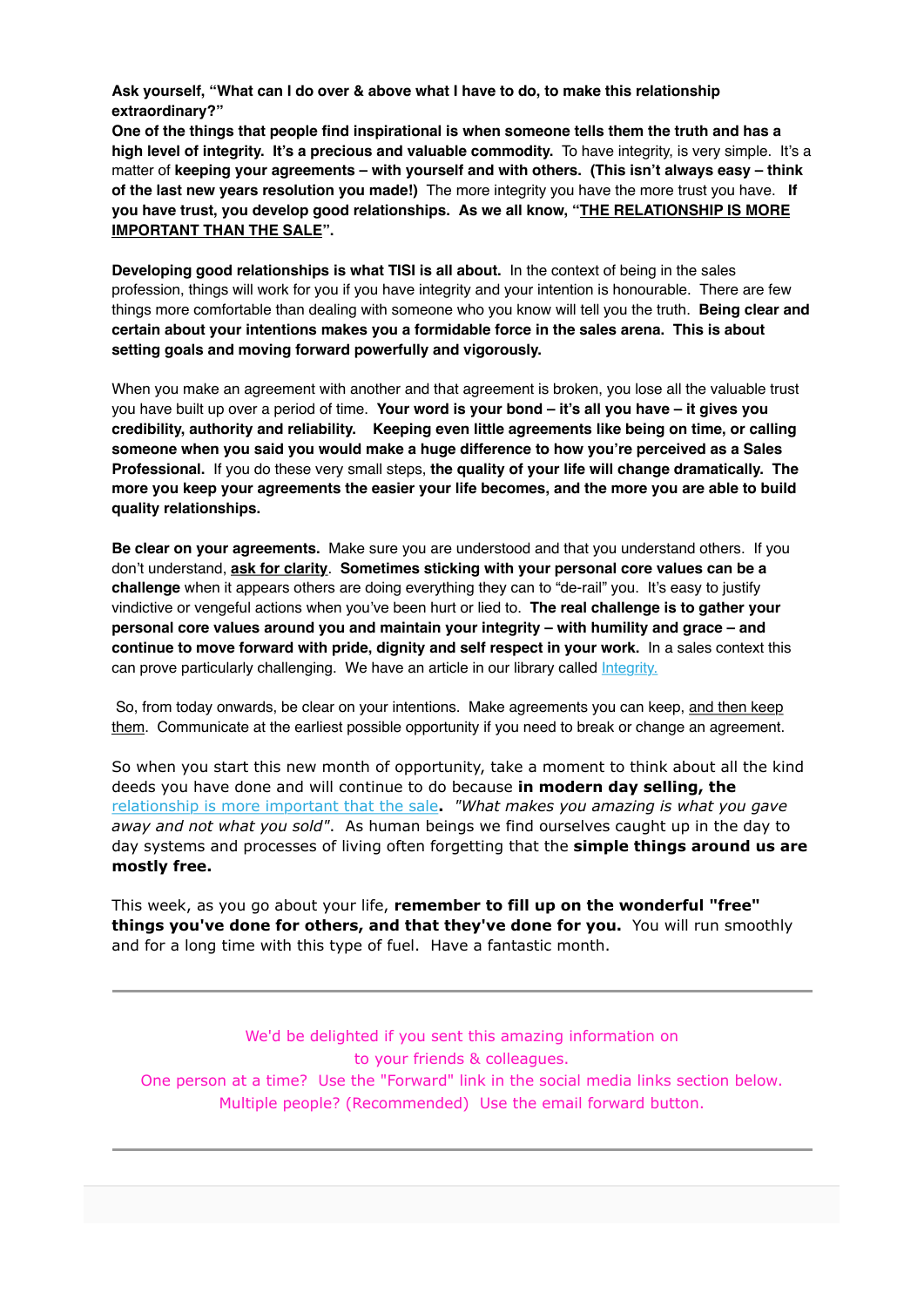**Ask yourself, "What can I do over & above what I have to do, to make this relationship extraordinary?"**
**One of the things that people find inspirational is when someone tells them the truth and has a high level of integrity. It's a precious and valuable commodity.** To have integrity, is very simple. It's a matter of **keeping your agreements – with yourself and with others. (This isn't always easy – think of the last new years resolution you made!)** The more integrity you have the more trust you have. **If you have trust, you develop good relationships. As we all know, "THE RELATIONSHIP IS MORE IMPORTANT THAN THE SALE".**

**Developing good relationships is what TISI is all about.** In the context of being in the sales profession, things will work for you if you have integrity and your intention is honourable. There are few things more comfortable than dealing with someone who you know will tell you the truth. **Being clear and certain about your intentions makes you a formidable force in the sales arena. This is about setting goals and moving forward powerfully and vigorously.**

When you make an agreement with another and that agreement is broken, you lose all the valuable trust you have built up over a period of time. **Your word is your bond – it's all you have – it gives you credibility, authority and reliability. Keeping even little agreements like being on time, or calling someone when you said you would make a huge difference to how you're perceived as a Sales Professional.** If you do these very small steps, **the quality of your life will change dramatically. The more you keep your agreements the easier your life becomes, and the more you are able to build quality relationships.**

**Be clear on your agreements.** Make sure you are understood and that you understand others. If you don't understand, **ask for clarity**. **Sometimes sticking with your personal core values can be a challenge** when it appears others are doing everything they can to "de-rail" you. It's easy to justify vindictive or vengeful actions when you've been hurt or lied to. **The real challenge is to gather your personal core values around you and maintain your integrity – with humility and grace – and continue to move forward with pride, dignity and self respect in your work.** In a sales context this can prove particularly challenging. We have an article in our library called Integrity.

So, from today onwards, be clear on your intentions. Make agreements you can keep, and then keep them. Communicate at the earliest possible opportunity if you need to break or change an agreement.

So when you start this new month of opportunity, take a moment to think about all the kind deeds you have done and will continue to do because **in modern day selling, the** relationship is more important that the sale**.** *"What makes you amazing is what you gave away and not what you sold"*. As human beings we find ourselves caught up in the day to day systems and processes of living often forgetting that the **simple things around us are mostly free.**

This week, as you go about your life, **remember to fill up on the wonderful "free" things you've done for others, and that they've done for you.** You will run smoothly and for a long time with this type of fuel. Have a fantastic month.

---

We'd be delighted if you sent this amazing information on
to your friends & colleagues.
One person at a time? Use the "Forward" link in the social media links section below.
Multiple people? (Recommended) Use the email forward button.

---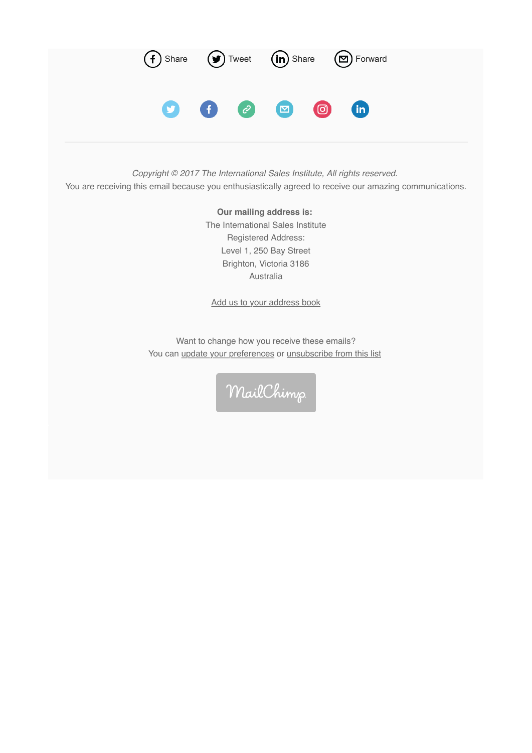Share Tweet Share Forward

*Copyright © 2017 The International Sales Institute, All rights reserved.*
You are receiving this email because you enthusiastically agreed to receive our amazing communications.

**Our mailing address is:**
The International Sales Institute
Registered Address:
Level 1, 250 Bay Street
Brighton, Victoria 3186
Australia

Add us to your address book

Want to change how you receive these emails?
You can update your preferences or unsubscribe from this list

MailChimp